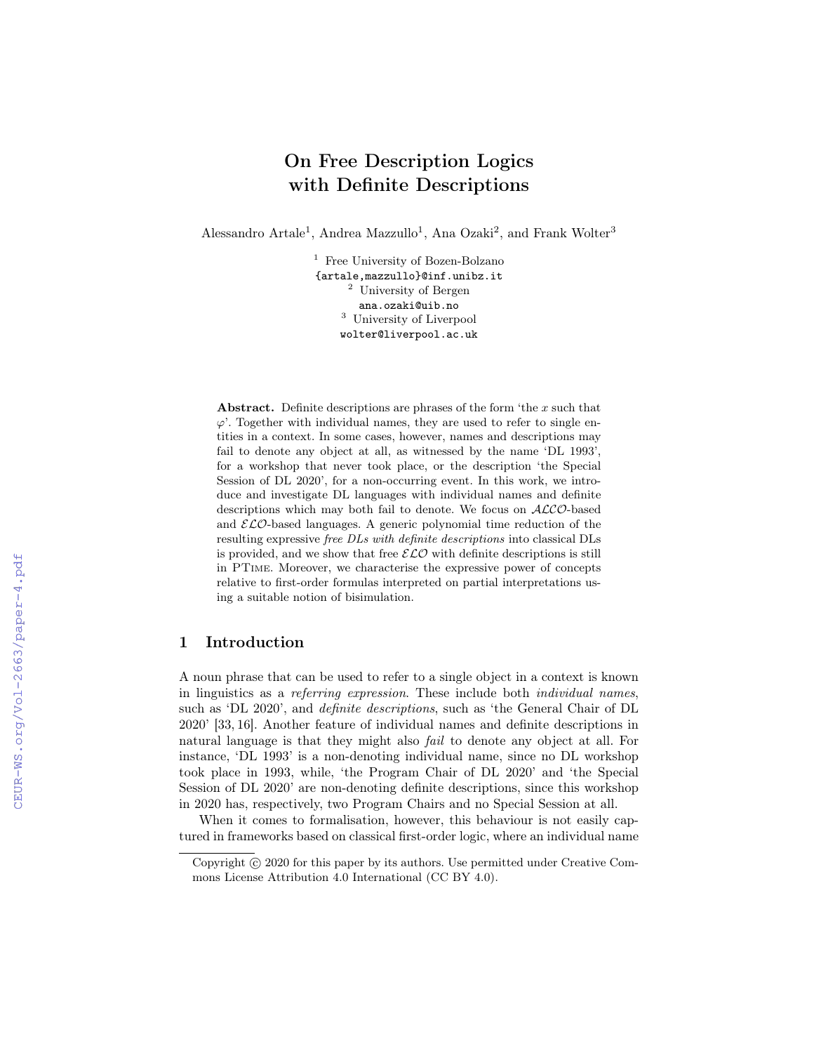# On Free Description Logics with Definite Descriptions

Alessandro Artale[1], Andrea Mazzullo[1], Ana Ozaki[2], and Frank Wolter[3]

[1] Free University of Bozen-Bolzano
{artale,mazzullo}@inf.unibz.it
[2] University of Bergen
ana.ozaki@uib.no
[3] University of Liverpool
wolter@liverpool.ac.uk

**Abstract.** Definite descriptions are phrases of the form 'the $x$ such that $\varphi$'. Together with individual names, they are used to refer to single entities in a context. In some cases, however, names and descriptions may fail to denote any object at all, as witnessed by the name 'DL 1993', for a workshop that never took place, or the description 'the Special Session of DL 2020', for a non-occurring event. In this work, we introduce and investigate DL languages with individual names and definite descriptions which may both fail to denote. We focus on $\mathcal{ALCO}$-based and $\mathcal{ELO}$-based languages. A generic polynomial time reduction of the resulting expressive *free DLs with definite descriptions* into classical DLs is provided, and we show that free $\mathcal{ELO}$ with definite descriptions is still in PTime. Moreover, we characterise the expressive power of concepts relative to first-order formulas interpreted on partial interpretations using a suitable notion of bisimulation.

## 1 Introduction

A noun phrase that can be used to refer to a single object in a context is known in linguistics as a *referring expression*. These include both *individual names*, such as 'DL 2020', and *definite descriptions*, such as 'the General Chair of DL 2020' [33, 16]. Another feature of individual names and definite descriptions in natural language is that they might also *fail* to denote any object at all. For instance, 'DL 1993' is a non-denoting individual name, since no DL workshop took place in 1993, while, 'the Program Chair of DL 2020' and 'the Special Session of DL 2020' are non-denoting definite descriptions, since this workshop in 2020 has, respectively, two Program Chairs and no Special Session at all.

When it comes to formalisation, however, this behaviour is not easily captured in frameworks based on classical first-order logic, where an individual name

Copyright © 2020 for this paper by its authors. Use permitted under Creative Commons License Attribution 4.0 International (CC BY 4.0).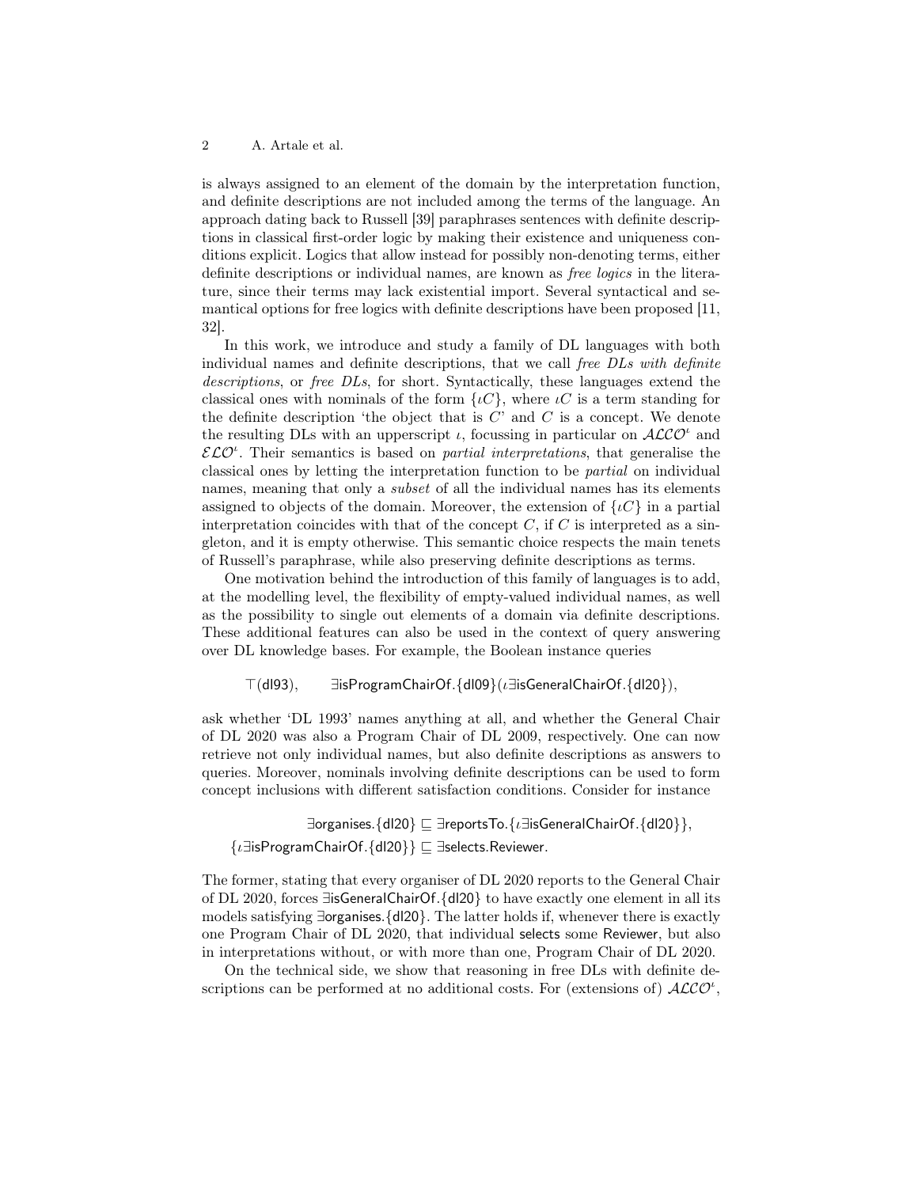is always assigned to an element of the domain by the interpretation function, and definite descriptions are not included among the terms of the language. An approach dating back to Russell [39] paraphrases sentences with definite descriptions in classical first-order logic by making their existence and uniqueness conditions explicit. Logics that allow instead for possibly non-denoting terms, either definite descriptions or individual names, are known as *free logics* in the literature, since their terms may lack existential import. Several syntactical and semantical options for free logics with definite descriptions have been proposed [11, 32].

In this work, we introduce and study a family of DL languages with both individual names and definite descriptions, that we call *free DLs with definite descriptions*, or *free DLs*, for short. Syntactically, these languages extend the classical ones with nominals of the form $\{\iota C\}$, where $\iota C$ is a term standing for the definite description 'the object that is $C$' and $C$ is a concept. We denote the resulting DLs with an upperscript $\iota$, focussing in particular on $\mathcal{ALCO}^{\iota}$ and $\mathcal{ELO}^{\iota}$. Their semantics is based on *partial interpretations*, that generalise the classical ones by letting the interpretation function to be *partial* on individual names, meaning that only a *subset* of all the individual names has its elements assigned to objects of the domain. Moreover, the extension of $\{\iota C\}$ in a partial interpretation coincides with that of the concept $C$, if $C$ is interpreted as a singleton, and it is empty otherwise. This semantic choice respects the main tenets of Russell's paraphrase, while also preserving definite descriptions as terms.

One motivation behind the introduction of this family of languages is to add, at the modelling level, the flexibility of empty-valued individual names, as well as the possibility to single out elements of a domain via definite descriptions. These additional features can also be used in the context of query answering over DL knowledge bases. For example, the Boolean instance queries

$$\top(\mathsf{dl93}), \qquad \exists \mathsf{isProgramChairOf}.\{\mathsf{dl09}\}(\iota \exists \mathsf{isGeneralChairOf}.\{\mathsf{dl20}\}),$$

ask whether 'DL 1993' names anything at all, and whether the General Chair of DL 2020 was also a Program Chair of DL 2009, respectively. One can now retrieve not only individual names, but also definite descriptions as answers to queries. Moreover, nominals involving definite descriptions can be used to form concept inclusions with different satisfaction conditions. Consider for instance

$$\exists \mathsf{organises}.\{\mathsf{dl20}\} \sqsubseteq \exists \mathsf{reportsTo}.\{\iota \exists \mathsf{isGeneralChairOf}.\{\mathsf{dl20}\}\},$$

$$\{\iota \exists \mathsf{isProgramChairOf}.\{\mathsf{dl20}\}\} \sqsubseteq \exists \mathsf{selects}.\mathsf{Reviewer}.$$

The former, stating that every organiser of DL 2020 reports to the General Chair of DL 2020, forces $\exists \mathsf{isGeneralChairOf}.\{\mathsf{dl20}\}$ to have exactly one element in all its models satisfying $\exists \mathsf{organises}.\{\mathsf{dl20}\}$. The latter holds if, whenever there is exactly one Program Chair of DL 2020, that individual $\mathsf{selects}$ some $\mathsf{Reviewer}$, but also in interpretations without, or with more than one, Program Chair of DL 2020.

On the technical side, we show that reasoning in free DLs with definite descriptions can be performed at no additional costs. For (extensions of) $\mathcal{ALCO}^{\iota}$,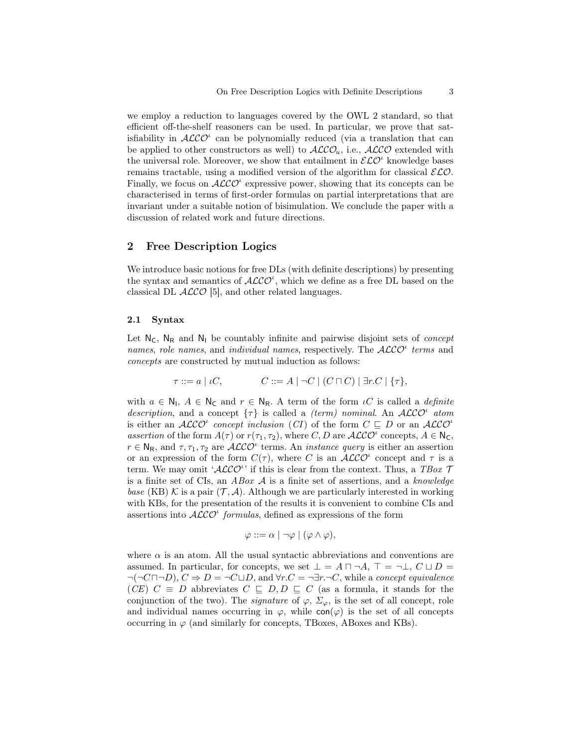we employ a reduction to languages covered by the OWL 2 standard, so that efficient off-the-shelf reasoners can be used. In particular, we prove that satisfiability in $\mathcal{ALCO}^\iota$ can be polynomially reduced (via a translation that can be applied to other constructors as well) to $\mathcal{ALCO}_u$, i.e., $\mathcal{ALCO}$ extended with the universal role. Moreover, we show that entailment in $\mathcal{ELO}^\iota$ knowledge bases remains tractable, using a modified version of the algorithm for classical $\mathcal{ELO}$. Finally, we focus on $\mathcal{ALCO}^\iota$ expressive power, showing that its concepts can be characterised in terms of first-order formulas on partial interpretations that are invariant under a suitable notion of bisimulation. We conclude the paper with a discussion of related work and future directions.

## 2 Free Description Logics

We introduce basic notions for free DLs (with definite descriptions) by presenting the syntax and semantics of $\mathcal{ALCO}^\iota$, which we define as a free DL based on the classical DL $\mathcal{ALCO}$ [5], and other related languages.

### 2.1 Syntax

Let $\mathsf{N_C}$, $\mathsf{N_R}$ and $\mathsf{N_I}$ be countably infinite and pairwise disjoint sets of *concept names*, *role names*, and *individual names*, respectively. The $\mathcal{ALCO}^\iota$ *terms* and *concepts* are constructed by mutual induction as follows:

$$\tau ::= a \mid \iota C, \qquad\qquad C ::= A \mid \neg C \mid (C \sqcap C) \mid \exists r.C \mid \{\tau\},$$

with $a \in \mathsf{N_I}$, $A \in \mathsf{N_C}$ and $r \in \mathsf{N_R}$. A term of the form $\iota C$ is called a *definite description*, and a concept $\{\tau\}$ is called a *(term) nominal*. An $\mathcal{ALCO}^\iota$ *atom* is either an $\mathcal{ALCO}^\iota$ *concept inclusion* (*CI*) of the form $C \sqsubseteq D$ or an $\mathcal{ALCO}^\iota$ *assertion* of the form $A(\tau)$ or $r(\tau_1, \tau_2)$, where $C, D$ are $\mathcal{ALCO}^\iota$ concepts, $A \in \mathsf{N_C}$, $r \in \mathsf{N_R}$, and $\tau, \tau_1, \tau_2$ are $\mathcal{ALCO}^\iota$ terms. An *instance query* is either an assertion or an expression of the form $C(\tau)$, where $C$ is an $\mathcal{ALCO}^\iota$ concept and $\tau$ is a term. We may omit '$\mathcal{ALCO}^\iota$' if this is clear from the context. Thus, a *TBox* $\mathcal{T}$ is a finite set of CIs, an *ABox* $\mathcal{A}$ is a finite set of assertions, and a *knowledge base* (KB) $\mathcal{K}$ is a pair $(\mathcal{T}, \mathcal{A})$. Although we are particularly interested in working with KBs, for the presentation of the results it is convenient to combine CIs and assertions into $\mathcal{ALCO}^\iota$ *formulas*, defined as expressions of the form

$$\varphi ::= \alpha \mid \neg\varphi \mid (\varphi \land \varphi),$$

where $\alpha$ is an atom. All the usual syntactic abbreviations and conventions are assumed. In particular, for concepts, we set $\bot = A \sqcap \neg A$, $\top = \neg\bot$, $C \sqcup D = \neg(\neg C \sqcap \neg D)$, $C \Rightarrow D = \neg C \sqcup D$, and $\forall r.C = \neg\exists r.\neg C$, while a *concept equivalence* (*CE*) $C \equiv D$ abbreviates $C \sqsubseteq D, D \sqsubseteq C$ (as a formula, it stands for the conjunction of the two). The *signature* of $\varphi$, $\Sigma_\varphi$, is the set of all concept, role and individual names occurring in $\varphi$, while $\mathsf{con}(\varphi)$ is the set of all concepts occurring in $\varphi$ (and similarly for concepts, TBoxes, ABoxes and KBs).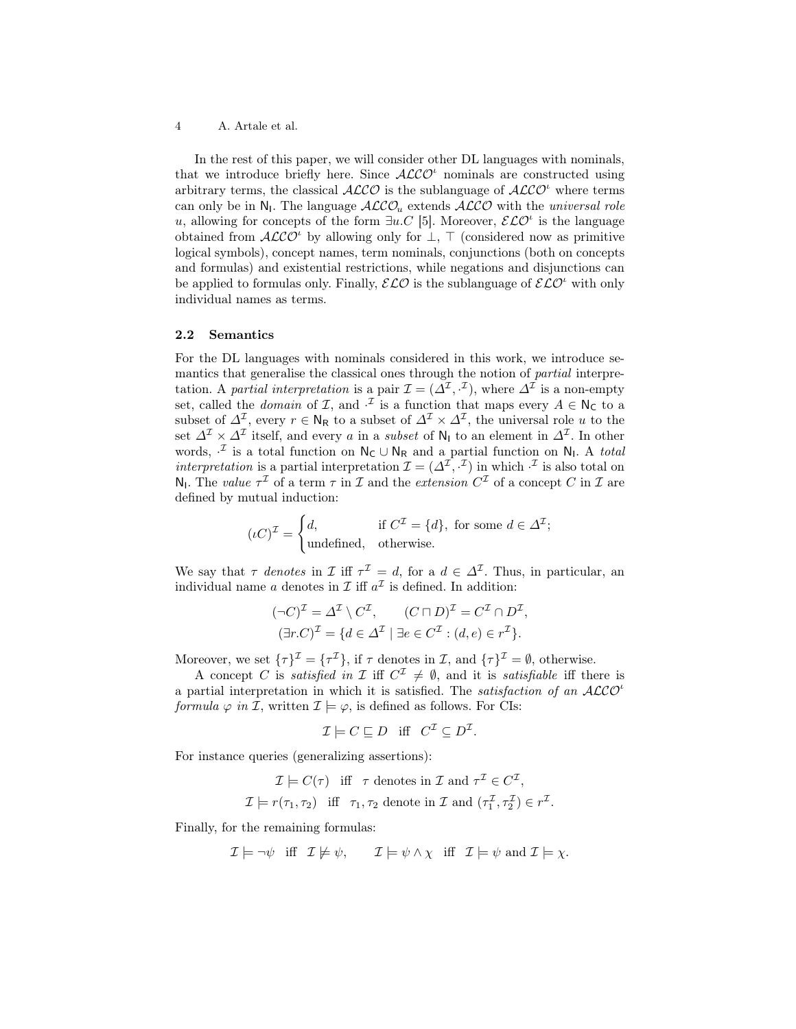In the rest of this paper, we will consider other DL languages with nominals, that we introduce briefly here. Since $\mathcal{ALCO}^\iota$ nominals are constructed using arbitrary terms, the classical $\mathcal{ALCO}$ is the sublanguage of $\mathcal{ALCO}^\iota$ where terms can only be in $\mathsf{N_I}$. The language $\mathcal{ALCO}_u$ extends $\mathcal{ALCO}$ with the *universal role* $u$, allowing for concepts of the form $\exists u.C$ [5]. Moreover, $\mathcal{ELO}^\iota$ is the language obtained from $\mathcal{ALCO}^\iota$ by allowing only for $\bot$, $\top$ (considered now as primitive logical symbols), concept names, term nominals, conjunctions (both on concepts and formulas) and existential restrictions, while negations and disjunctions can be applied to formulas only. Finally, $\mathcal{ELO}$ is the sublanguage of $\mathcal{ELO}^\iota$ with only individual names as terms.

### 2.2 Semantics

For the DL languages with nominals considered in this work, we introduce semantics that generalise the classical ones through the notion of *partial* interpretation. A *partial interpretation* is a pair $\mathcal{I} = (\Delta^\mathcal{I}, \cdot^\mathcal{I})$, where $\Delta^\mathcal{I}$ is a non-empty set, called the *domain* of $\mathcal{I}$, and $\cdot^\mathcal{I}$ is a function that maps every $A \in \mathsf{N_C}$ to a subset of $\Delta^\mathcal{I}$, every $r \in \mathsf{N_R}$ to a subset of $\Delta^\mathcal{I} \times \Delta^\mathcal{I}$, the universal role $u$ to the set $\Delta^\mathcal{I} \times \Delta^\mathcal{I}$ itself, and every $a$ in a *subset* of $\mathsf{N_I}$ to an element in $\Delta^\mathcal{I}$. In other words, $\cdot^\mathcal{I}$ is a total function on $\mathsf{N_C} \cup \mathsf{N_R}$ and a partial function on $\mathsf{N_I}$. A *total interpretation* is a partial interpretation $\mathcal{I} = (\Delta^\mathcal{I}, \cdot^\mathcal{I})$ in which $\cdot^\mathcal{I}$ is also total on $\mathsf{N_I}$. The *value* $\tau^\mathcal{I}$ of a term $\tau$ in $\mathcal{I}$ and the *extension* $C^\mathcal{I}$ of a concept $C$ in $\mathcal{I}$ are defined by mutual induction:

$$(\iota C)^\mathcal{I} = \begin{cases} d, & \text{if } C^\mathcal{I} = \{d\}, \text{ for some } d \in \Delta^\mathcal{I}; \\ \text{undefined}, & \text{otherwise.} \end{cases}$$

We say that $\tau$ *denotes* in $\mathcal{I}$ iff $\tau^\mathcal{I} = d$, for a $d \in \Delta^\mathcal{I}$. Thus, in particular, an individual name $a$ denotes in $\mathcal{I}$ iff $a^\mathcal{I}$ is defined. In addition:

$$(\neg C)^\mathcal{I} = \Delta^\mathcal{I} \setminus C^\mathcal{I}, \qquad (C \sqcap D)^\mathcal{I} = C^\mathcal{I} \cap D^\mathcal{I},$$
$$(\exists r.C)^\mathcal{I} = \{d \in \Delta^\mathcal{I} \mid \exists e \in C^\mathcal{I} : (d, e) \in r^\mathcal{I}\}.$$

Moreover, we set $\{\tau\}^\mathcal{I} = \{\tau^\mathcal{I}\}$, if $\tau$ denotes in $\mathcal{I}$, and $\{\tau\}^\mathcal{I} = \emptyset$, otherwise.

A concept $C$ is *satisfied in* $\mathcal{I}$ iff $C^\mathcal{I} \neq \emptyset$, and it is *satisfiable* iff there is a partial interpretation in which it is satisfied. The *satisfaction of an $\mathcal{ALCO}^\iota$ formula $\varphi$ in $\mathcal{I}$*, written $\mathcal{I} \models \varphi$, is defined as follows. For CIs:

$$\mathcal{I} \models C \sqsubseteq D \quad \text{iff} \quad C^\mathcal{I} \subseteq D^\mathcal{I}.$$

For instance queries (generalizing assertions):

$$\mathcal{I} \models C(\tau) \quad \text{iff} \quad \tau \text{ denotes in } \mathcal{I} \text{ and } \tau^\mathcal{I} \in C^\mathcal{I},$$
$$\mathcal{I} \models r(\tau_1, \tau_2) \quad \text{iff} \quad \tau_1, \tau_2 \text{ denote in } \mathcal{I} \text{ and } (\tau_1^\mathcal{I}, \tau_2^\mathcal{I}) \in r^\mathcal{I}.$$

Finally, for the remaining formulas:

$$\mathcal{I} \models \neg\psi \quad \text{iff} \quad \mathcal{I} \not\models \psi, \qquad \mathcal{I} \models \psi \land \chi \quad \text{iff} \quad \mathcal{I} \models \psi \text{ and } \mathcal{I} \models \chi.$$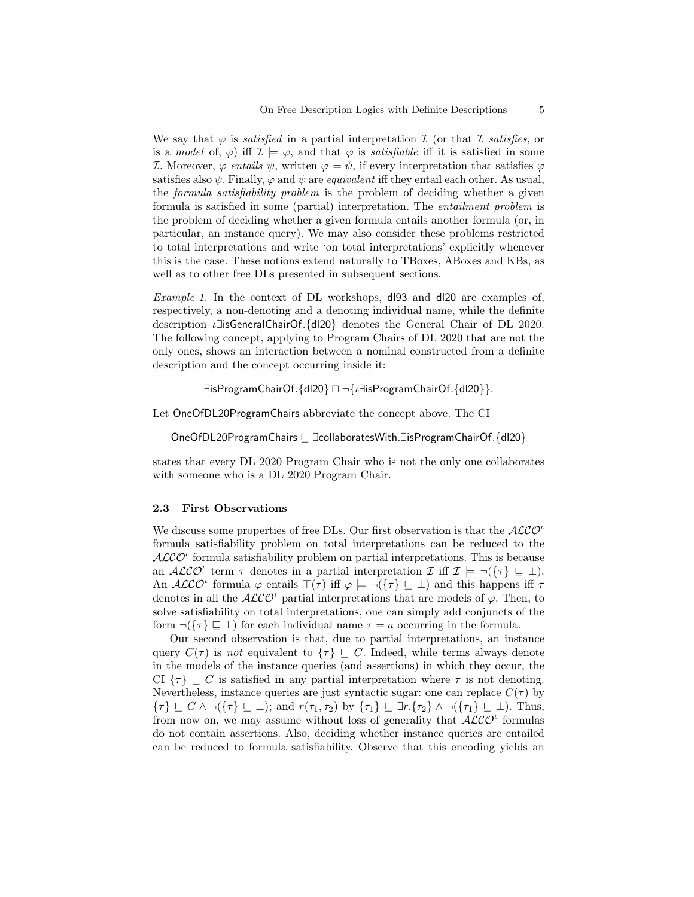We say that $\varphi$ is *satisfied* in a partial interpretation $\mathcal{I}$ (or that $\mathcal{I}$ *satisfies*, or is a *model* of, $\varphi$) iff $\mathcal{I} \models \varphi$, and that $\varphi$ is *satisfiable* iff it is satisfied in some $\mathcal{I}$. Moreover, $\varphi$ *entails* $\psi$, written $\varphi \models \psi$, if every interpretation that satisfies $\varphi$ satisfies also $\psi$. Finally, $\varphi$ and $\psi$ are *equivalent* iff they entail each other. As usual, the *formula satisfiability problem* is the problem of deciding whether a given formula is satisfied in some (partial) interpretation. The *entailment problem* is the problem of deciding whether a given formula entails another formula (or, in particular, an instance query). We may also consider these problems restricted to total interpretations and write 'on total interpretations' explicitly whenever this is the case. These notions extend naturally to TBoxes, ABoxes and KBs, as well as to other free DLs presented in subsequent sections.

*Example 1.* In the context of DL workshops, $\mathsf{dl93}$ and $\mathsf{dl20}$ are examples of, respectively, a non-denoting and a denoting individual name, while the definite description $\iota\exists\mathsf{isGeneralChairOf}.\{\mathsf{dl20}\}$ denotes the General Chair of DL 2020. The following concept, applying to Program Chairs of DL 2020 that are not the only ones, shows an interaction between a nominal constructed from a definite description and the concept occurring inside it:

$$\exists\mathsf{isProgramChairOf}.\{\mathsf{dl20}\} \sqcap \neg\{\iota\exists\mathsf{isProgramChairOf}.\{\mathsf{dl20}\}\}.$$

Let $\mathsf{OneOfDL20ProgramChairs}$ abbreviate the concept above. The CI

$$\mathsf{OneOfDL20ProgramChairs} \sqsubseteq \exists\mathsf{collaboratesWith}.\exists\mathsf{isProgramChairOf}.\{\mathsf{dl20}\}$$

states that every DL 2020 Program Chair who is not the only one collaborates with someone who is a DL 2020 Program Chair.

### 2.3 First Observations

We discuss some properties of free DLs. Our first observation is that the $\mathcal{ALCO}^{\iota}$ formula satisfiability problem on total interpretations can be reduced to the $\mathcal{ALCO}^{\iota}$ formula satisfiability problem on partial interpretations. This is because an $\mathcal{ALCO}^{\iota}$ term $\tau$ denotes in a partial interpretation $\mathcal{I}$ iff $\mathcal{I} \models \neg(\{\tau\} \sqsubseteq \bot)$. An $\mathcal{ALCO}^{\iota}$ formula $\varphi$ entails $\top(\tau)$ iff $\varphi \models \neg(\{\tau\} \sqsubseteq \bot)$ and this happens iff $\tau$ denotes in all the $\mathcal{ALCO}^{\iota}$ partial interpretations that are models of $\varphi$. Then, to solve satisfiability on total interpretations, one can simply add conjuncts of the form $\neg(\{\tau\} \sqsubseteq \bot)$ for each individual name $\tau = a$ occurring in the formula.

Our second observation is that, due to partial interpretations, an instance query $C(\tau)$ is *not* equivalent to $\{\tau\} \sqsubseteq C$. Indeed, while terms always denote in the models of the instance queries (and assertions) in which they occur, the CI $\{\tau\} \sqsubseteq C$ is satisfied in any partial interpretation where $\tau$ is not denoting. Nevertheless, instance queries are just syntactic sugar: one can replace $C(\tau)$ by $\{\tau\} \sqsubseteq C \land \neg(\{\tau\} \sqsubseteq \bot)$; and $r(\tau_1, \tau_2)$ by $\{\tau_1\} \sqsubseteq \exists r.\{\tau_2\} \land \neg(\{\tau_1\} \sqsubseteq \bot)$. Thus, from now on, we may assume without loss of generality that $\mathcal{ALCO}^{\iota}$ formulas do not contain assertions. Also, deciding whether instance queries are entailed can be reduced to formula satisfiability. Observe that this encoding yields an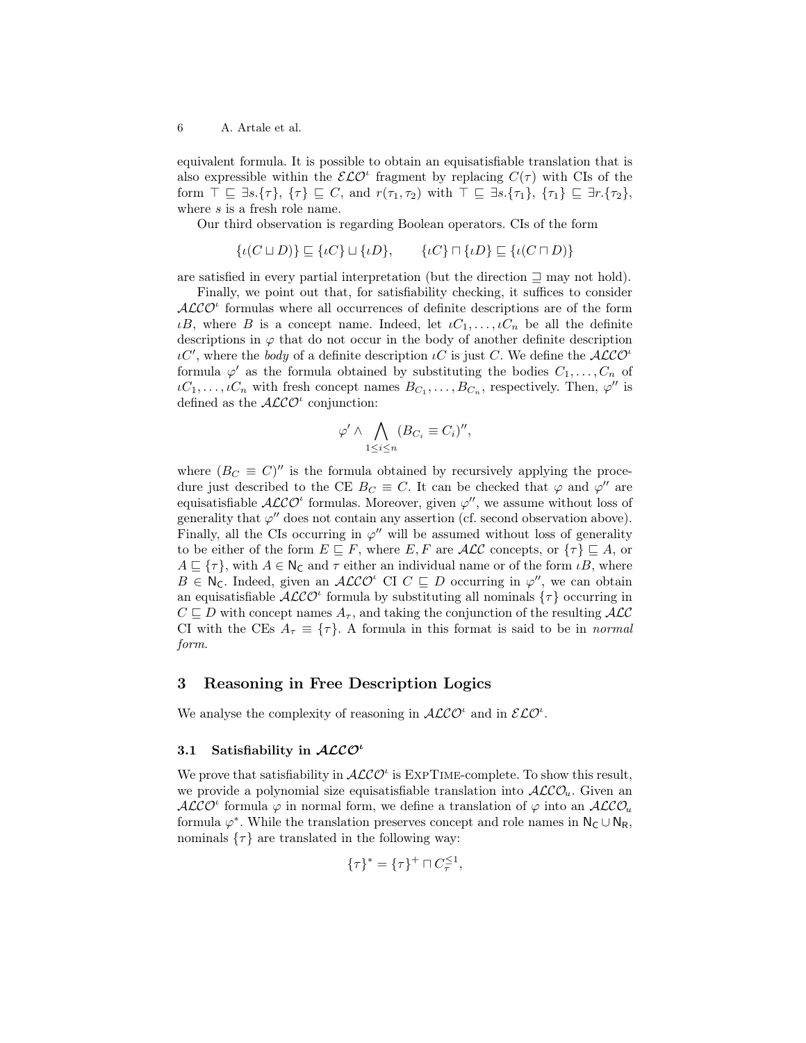equivalent formula. It is possible to obtain an equisatisfiable translation that is also expressible within the $\mathcal{ELO}^\iota$ fragment by replacing $C(\tau)$ with CIs of the form $\top \sqsubseteq \exists s.\{\tau\}$, $\{\tau\} \sqsubseteq C$, and $r(\tau_1, \tau_2)$ with $\top \sqsubseteq \exists s.\{\tau_1\}$, $\{\tau_1\} \sqsubseteq \exists r.\{\tau_2\}$, where $s$ is a fresh role name.

Our third observation is regarding Boolean operators. CIs of the form

$$\{\iota(C \sqcup D)\} \sqsubseteq \{\iota C\} \sqcup \{\iota D\}, \qquad \{\iota C\} \sqcap \{\iota D\} \sqsubseteq \{\iota(C \sqcap D)\}$$

are satisfied in every partial interpretation (but the direction $\sqsupseteq$ may not hold).

Finally, we point out that, for satisfiability checking, it suffices to consider $\mathcal{ALCO}^\iota$ formulas where all occurrences of definite descriptions are of the form $\iota B$, where $B$ is a concept name. Indeed, let $\iota C_1, \ldots, \iota C_n$ be all the definite descriptions in $\varphi$ that do not occur in the body of another definite description $\iota C'$, where the *body* of a definite description $\iota C$ is just $C$. We define the $\mathcal{ALCO}^\iota$ formula $\varphi'$ as the formula obtained by substituting the bodies $C_1, \ldots, C_n$ of $\iota C_1, \ldots, \iota C_n$ with fresh concept names $B_{C_1}, \ldots, B_{C_n}$, respectively. Then, $\varphi''$ is defined as the $\mathcal{ALCO}^\iota$ conjunction:

$$\varphi' \wedge \bigwedge_{1 \leq i \leq n} (B_{C_i} \equiv C_i)'',$$

where $(B_C \equiv C)''$ is the formula obtained by recursively applying the procedure just described to the CE $B_C \equiv C$. It can be checked that $\varphi$ and $\varphi''$ are equisatisfiable $\mathcal{ALCO}^\iota$ formulas. Moreover, given $\varphi''$, we assume without loss of generality that $\varphi''$ does not contain any assertion (cf. second observation above). Finally, all the CIs occurring in $\varphi''$ will be assumed without loss of generality to be either of the form $E \sqsubseteq F$, where $E, F$ are $\mathcal{ALC}$ concepts, or $\{\tau\} \sqsubseteq A$, or $A \sqsubseteq \{\tau\}$, with $A \in \mathsf{N_C}$ and $\tau$ either an individual name or of the form $\iota B$, where $B \in \mathsf{N_C}$. Indeed, given an $\mathcal{ALCO}^\iota$ CI $C \sqsubseteq D$ occurring in $\varphi''$, we can obtain an equisatisfiable $\mathcal{ALCO}^\iota$ formula by substituting all nominals $\{\tau\}$ occurring in $C \sqsubseteq D$ with concept names $A_\tau$, and taking the conjunction of the resulting $\mathcal{ALC}$ CI with the CEs $A_\tau \equiv \{\tau\}$. A formula in this format is said to be in *normal form*.

## 3 Reasoning in Free Description Logics

We analyse the complexity of reasoning in $\mathcal{ALCO}^\iota$ and in $\mathcal{ELO}^\iota$.

### 3.1 Satisfiability in $\mathcal{ALCO}^\iota$

We prove that satisfiability in $\mathcal{ALCO}^\iota$ is ExpTime-complete. To show this result, we provide a polynomial size equisatisfiable translation into $\mathcal{ALCO}_u$. Given an $\mathcal{ALCO}^\iota$ formula $\varphi$ in normal form, we define a translation of $\varphi$ into an $\mathcal{ALCO}_u$ formula $\varphi^*$. While the translation preserves concept and role names in $\mathsf{N_C} \cup \mathsf{N_R}$, nominals $\{\tau\}$ are translated in the following way:

$$\{\tau\}^* = \{\tau\}^+ \sqcap C_\tau^{\leq 1},$$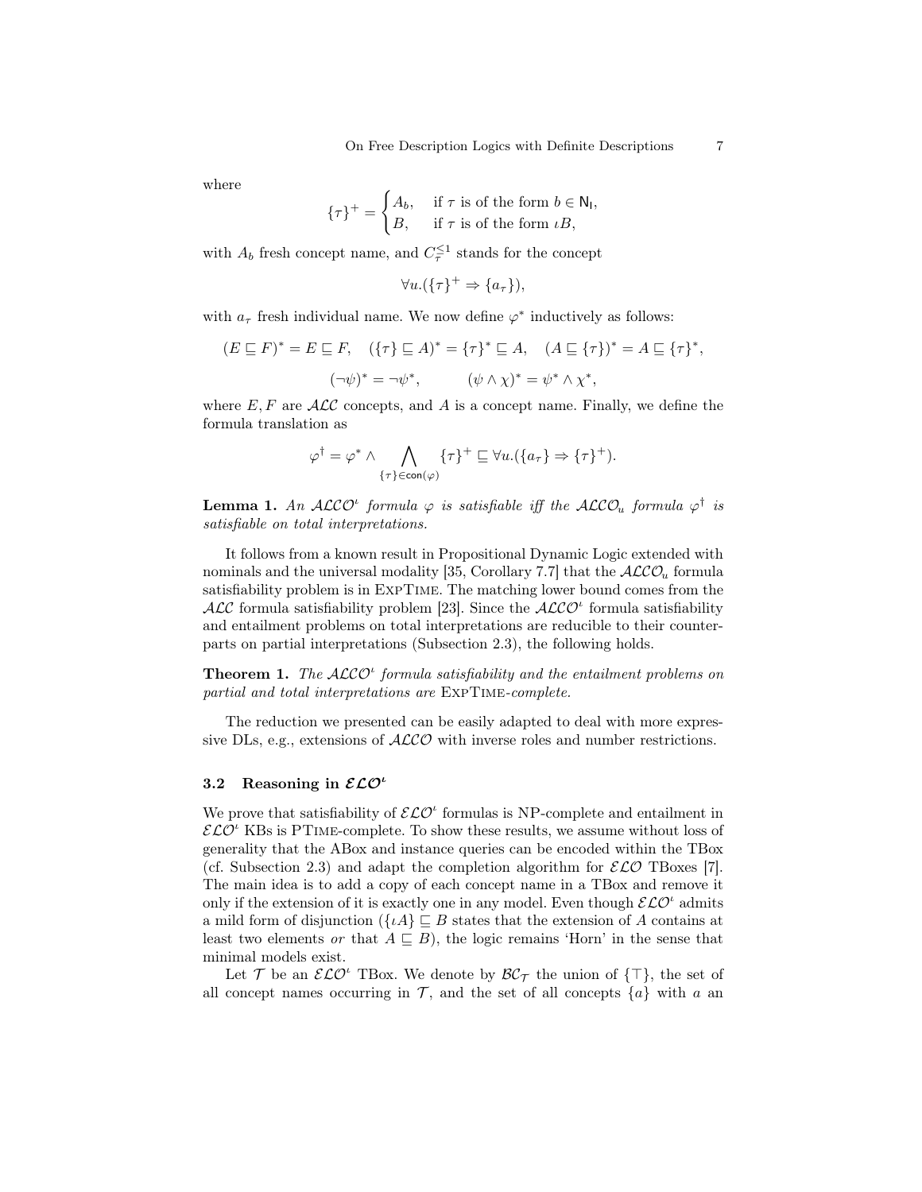where

$$\{\tau\}^+ = \begin{cases} A_b, & \text{if } \tau \text{ is of the form } b \in \mathsf{N_I}, \\ B, & \text{if } \tau \text{ is of the form } \iota B, \end{cases}$$

with $A_b$ fresh concept name, and $C_{\tau}^{\leq 1}$ stands for the concept

$$\forall u.(\{\tau\}^+ \Rightarrow \{a_\tau\}),$$

with $a_\tau$ fresh individual name. We now define $\varphi^*$ inductively as follows:

$$(E \sqsubseteq F)^* = E \sqsubseteq F, \quad (\{\tau\} \sqsubseteq A)^* = \{\tau\}^* \sqsubseteq A, \quad (A \sqsubseteq \{\tau\})^* = A \sqsubseteq \{\tau\}^*,$$

$$(\neg\psi)^* = \neg\psi^*, \qquad (\psi \wedge \chi)^* = \psi^* \wedge \chi^*,$$

where $E, F$ are $\mathcal{ALC}$ concepts, and $A$ is a concept name. Finally, we define the formula translation as

$$\varphi^\dagger = \varphi^* \wedge \bigwedge_{\{\tau\} \in \mathsf{con}(\varphi)} \{\tau\}^+ \sqsubseteq \forall u.(\{a_\tau\} \Rightarrow \{\tau\}^+).$$

**Lemma 1.** *An $\mathcal{ALCO}^\iota$ formula $\varphi$ is satisfiable iff the $\mathcal{ALCO}_u$ formula $\varphi^\dagger$ is satisfiable on total interpretations.*

It follows from a known result in Propositional Dynamic Logic extended with nominals and the universal modality [35, Corollary 7.7] that the $\mathcal{ALCO}_u$ formula satisfiability problem is in ExpTime. The matching lower bound comes from the $\mathcal{ALC}$ formula satisfiability problem [23]. Since the $\mathcal{ALCO}^\iota$ formula satisfiability and entailment problems on total interpretations are reducible to their counterparts on partial interpretations (Subsection 2.3), the following holds.

**Theorem 1.** *The $\mathcal{ALCO}^\iota$ formula satisfiability and the entailment problems on partial and total interpretations are* ExpTime*-complete.*

The reduction we presented can be easily adapted to deal with more expressive DLs, e.g., extensions of $\mathcal{ALCO}$ with inverse roles and number restrictions.

### 3.2 Reasoning in $\mathcal{ELO}^\iota$

We prove that satisfiability of $\mathcal{ELO}^\iota$ formulas is NP-complete and entailment in $\mathcal{ELO}^\iota$ KBs is PTime-complete. To show these results, we assume without loss of generality that the ABox and instance queries can be encoded within the TBox (cf. Subsection 2.3) and adapt the completion algorithm for $\mathcal{ELO}$ TBoxes [7]. The main idea is to add a copy of each concept name in a TBox and remove it only if the extension of it is exactly one in any model. Even though $\mathcal{ELO}^\iota$ admits a mild form of disjunction ($\{\iota A\} \sqsubseteq B$ states that the extension of $A$ contains at least two elements *or* that $A \sqsubseteq B$), the logic remains 'Horn' in the sense that minimal models exist.

Let $\mathcal{T}$ be an $\mathcal{ELO}^\iota$ TBox. We denote by $\mathcal{BC}_\mathcal{T}$ the union of $\{\top\}$, the set of all concept names occurring in $\mathcal{T}$, and the set of all concepts $\{a\}$ with $a$ an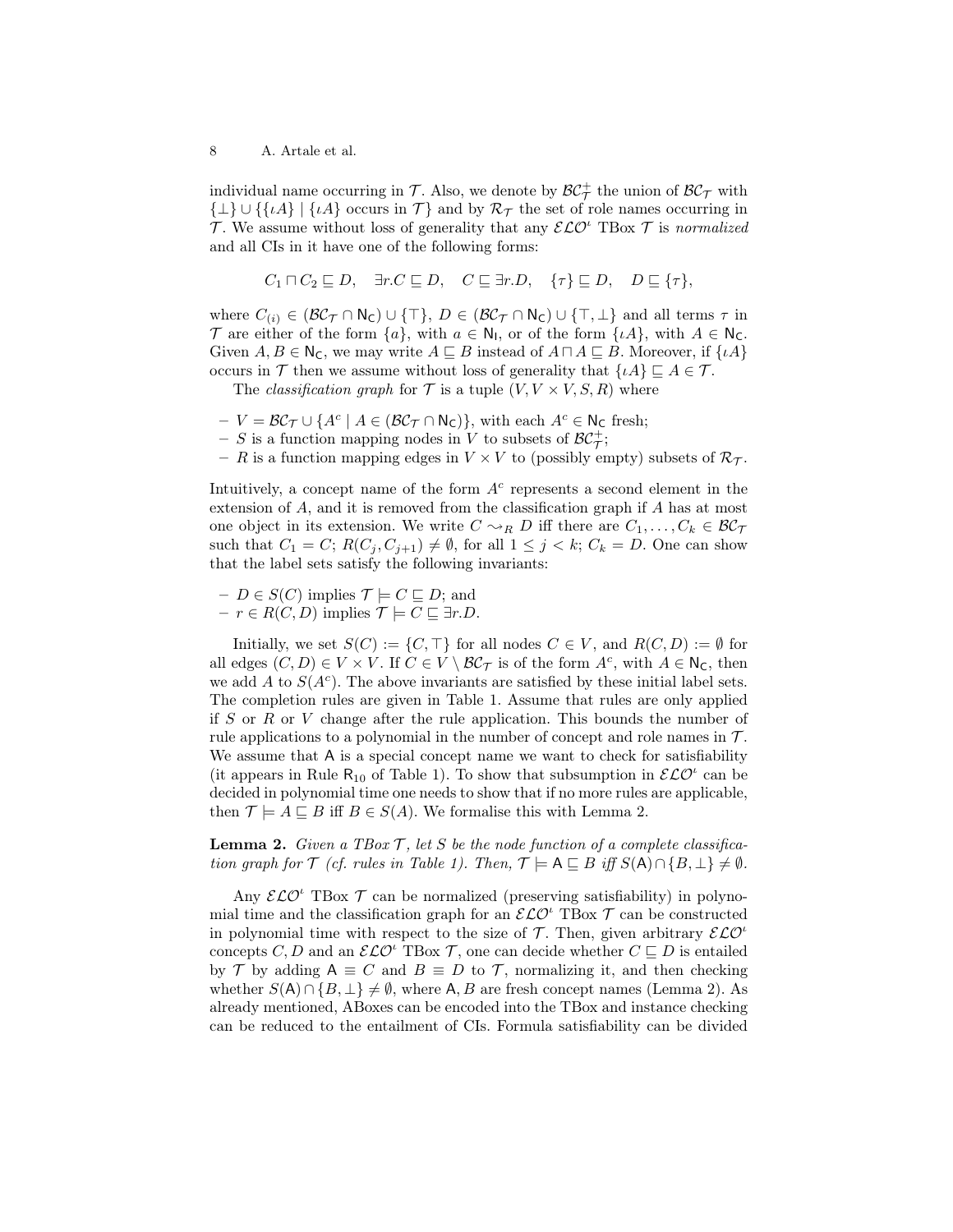individual name occurring in $\mathcal{T}$. Also, we denote by $\mathcal{BC}^+_\mathcal{T}$ the union of $\mathcal{BC}_\mathcal{T}$ with $\{\bot\} \cup \{\{\iota A\} \mid \{\iota A\}$ occurs in $\mathcal{T}\}$ and by $\mathcal{R}_\mathcal{T}$ the set of role names occurring in $\mathcal{T}$. We assume without loss of generality that any $\mathcal{ELO}^\iota$ TBox $\mathcal{T}$ is *normalized* and all CIs in it have one of the following forms:

$$C_1 \sqcap C_2 \sqsubseteq D, \quad \exists r.C \sqsubseteq D, \quad C \sqsubseteq \exists r.D, \quad \{\tau\} \sqsubseteq D, \quad D \sqsubseteq \{\tau\},$$

where $C_{(i)} \in (\mathcal{BC}_\mathcal{T} \cap \mathsf{N_C}) \cup \{\top\}$, $D \in (\mathcal{BC}_\mathcal{T} \cap \mathsf{N_C}) \cup \{\top, \bot\}$ and all terms $\tau$ in $\mathcal{T}$ are either of the form $\{a\}$, with $a \in \mathsf{N_I}$, or of the form $\{\iota A\}$, with $A \in \mathsf{N_C}$. Given $A, B \in \mathsf{N_C}$, we may write $A \sqsubseteq B$ instead of $A \sqcap A \sqsubseteq B$. Moreover, if $\{\iota A\}$ occurs in $\mathcal{T}$ then we assume without loss of generality that $\{\iota A\} \sqsubseteq A \in \mathcal{T}$.

The *classification graph* for $\mathcal{T}$ is a tuple $(V, V \times V, S, R)$ where

- $V = \mathcal{BC}_\mathcal{T} \cup \{A^c \mid A \in (\mathcal{BC}_\mathcal{T} \cap \mathsf{N_C})\}$, with each $A^c \in \mathsf{N_C}$ fresh;
- $S$ is a function mapping nodes in $V$ to subsets of $\mathcal{BC}^+_\mathcal{T}$;
- $R$ is a function mapping edges in $V \times V$ to (possibly empty) subsets of $\mathcal{R}_\mathcal{T}$.

Intuitively, a concept name of the form $A^c$ represents a second element in the extension of $A$, and it is removed from the classification graph if $A$ has at most one object in its extension. We write $C \rightsquigarrow_R D$ iff there are $C_1, \ldots, C_k \in \mathcal{BC}_\mathcal{T}$ such that $C_1 = C$; $R(C_j, C_{j+1}) \neq \emptyset$, for all $1 \leq j < k$; $C_k = D$. One can show that the label sets satisfy the following invariants:

- $D \in S(C)$ implies $\mathcal{T} \models C \sqsubseteq D$; and
- $r \in R(C, D)$ implies $\mathcal{T} \models C \sqsubseteq \exists r.D$.

Initially, we set $S(C) := \{C, \top\}$ for all nodes $C \in V$, and $R(C, D) := \emptyset$ for all edges $(C, D) \in V \times V$. If $C \in V \setminus \mathcal{BC}_\mathcal{T}$ is of the form $A^c$, with $A \in \mathsf{N_C}$, then we add $A$ to $S(A^c)$. The above invariants are satisfied by these initial label sets. The completion rules are given in Table 1. Assume that rules are only applied if $S$ or $R$ or $V$ change after the rule application. This bounds the number of rule applications to a polynomial in the number of concept and role names in $\mathcal{T}$. We assume that $\mathsf{A}$ is a special concept name we want to check for satisfiability (it appears in Rule $\mathsf{R}_{10}$ of Table 1). To show that subsumption in $\mathcal{ELO}^\iota$ can be decided in polynomial time one needs to show that if no more rules are applicable, then $\mathcal{T} \models A \sqsubseteq B$ iff $B \in S(A)$. We formalise this with Lemma 2.

**Lemma 2.** *Given a TBox $\mathcal{T}$, let $S$ be the node function of a complete classification graph for $\mathcal{T}$ (cf. rules in Table 1). Then, $\mathcal{T} \models \mathsf{A} \sqsubseteq B$ iff $S(\mathsf{A}) \cap \{B, \bot\} \neq \emptyset$.*

Any $\mathcal{ELO}^\iota$ TBox $\mathcal{T}$ can be normalized (preserving satisfiability) in polynomial time and the classification graph for an $\mathcal{ELO}^\iota$ TBox $\mathcal{T}$ can be constructed in polynomial time with respect to the size of $\mathcal{T}$. Then, given arbitrary $\mathcal{ELO}^\iota$ concepts $C, D$ and an $\mathcal{ELO}^\iota$ TBox $\mathcal{T}$, one can decide whether $C \sqsubseteq D$ is entailed by $\mathcal{T}$ by adding $\mathsf{A} \equiv C$ and $B \equiv D$ to $\mathcal{T}$, normalizing it, and then checking whether $S(\mathsf{A}) \cap \{B, \bot\} \neq \emptyset$, where $\mathsf{A}, B$ are fresh concept names (Lemma 2). As already mentioned, ABoxes can be encoded into the TBox and instance checking can be reduced to the entailment of CIs. Formula satisfiability can be divided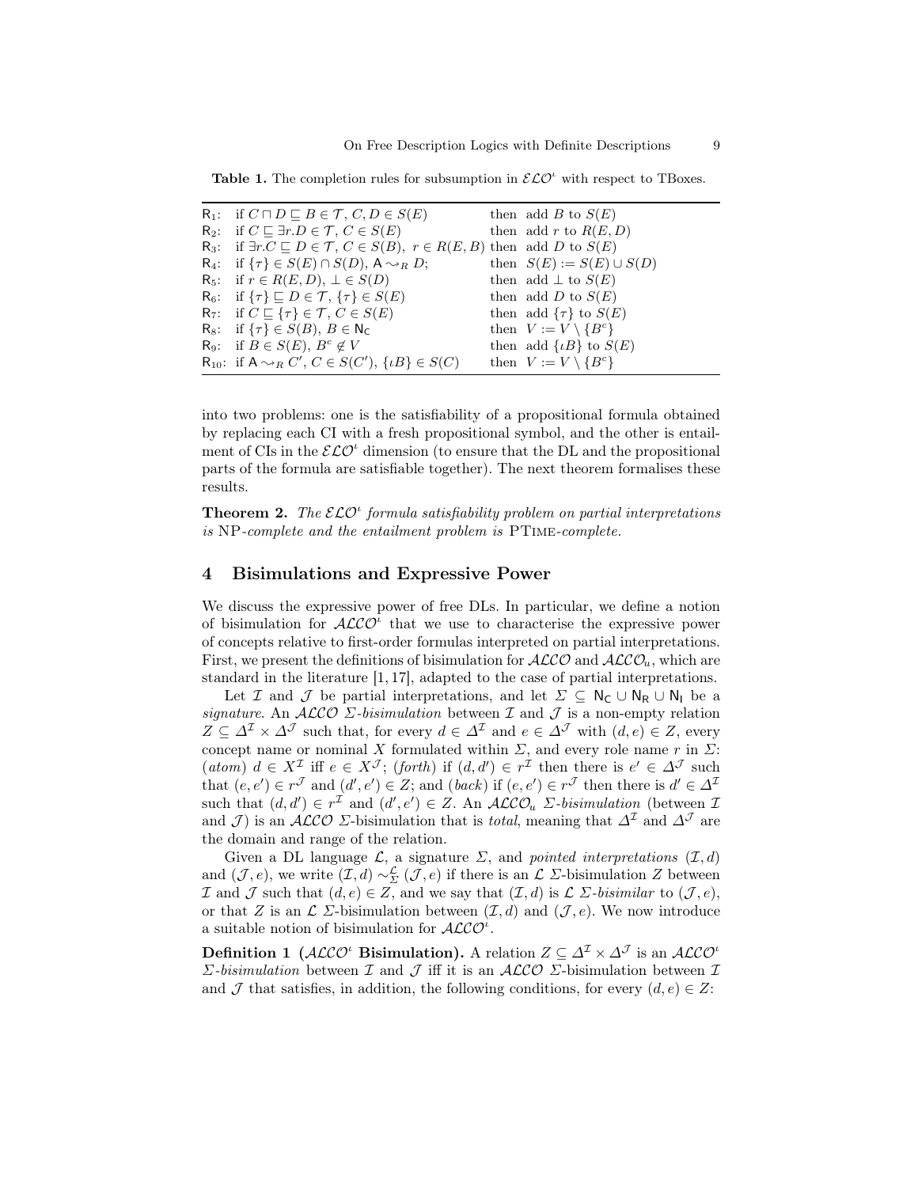**Table 1.** The completion rules for subsumption in $\mathcal{ELO}^\iota$ with respect to TBoxes.

| | | |
|---|---|---|
| $\mathsf{R}_1$: | if $C \sqcap D \sqsubseteq B \in \mathcal{T}$, $C, D \in S(E)$ | then add $B$ to $S(E)$ |
| $\mathsf{R}_2$: | if $C \sqsubseteq \exists r.D \in \mathcal{T}$, $C \in S(E)$ | then add $r$ to $R(E, D)$ |
| $\mathsf{R}_3$: | if $\exists r.C \sqsubseteq D \in \mathcal{T}$, $C \in S(B)$, $r \in R(E, B)$ | then add $D$ to $S(E)$ |
| $\mathsf{R}_4$: | if $\{\tau\} \in S(E) \cap S(D)$, $\mathsf{A} \rightsquigarrow_R D$; | then $S(E) := S(E) \cup S(D)$ |
| $\mathsf{R}_5$: | if $r \in R(E, D)$, $\bot \in S(D)$ | then add $\bot$ to $S(E)$ |
| $\mathsf{R}_6$: | if $\{\tau\} \sqsubseteq D \in \mathcal{T}$, $\{\tau\} \in S(E)$ | then add $D$ to $S(E)$ |
| $\mathsf{R}_7$: | if $C \sqsubseteq \{\tau\} \in \mathcal{T}$, $C \in S(E)$ | then add $\{\tau\}$ to $S(E)$ |
| $\mathsf{R}_8$: | if $\{\tau\} \in S(B)$, $B \in \mathsf{N_C}$ | then $V := V \setminus \{B^c\}$ |
| $\mathsf{R}_9$: | if $B \in S(E)$, $B^c \notin V$ | then add $\{\iota B\}$ to $S(E)$ |
| $\mathsf{R}_{10}$: | if $\mathsf{A} \rightsquigarrow_R C'$, $C \in S(C')$, $\{\iota B\} \in S(C)$ | then $V := V \setminus \{B^c\}$ |

into two problems: one is the satisfiability of a propositional formula obtained by replacing each CI with a fresh propositional symbol, and the other is entailment of CIs in the $\mathcal{ELO}^\iota$ dimension (to ensure that the DL and the propositional parts of the formula are satisfiable together). The next theorem formalises these results.

**Theorem 2.** *The $\mathcal{ELO}^\iota$ formula satisfiability problem on partial interpretations is* NP*-complete and the entailment problem is* PTime*-complete.*

## 4 Bisimulations and Expressive Power

We discuss the expressive power of free DLs. In particular, we define a notion of bisimulation for $\mathcal{ALCO}^\iota$ that we use to characterise the expressive power of concepts relative to first-order formulas interpreted on partial interpretations. First, we present the definitions of bisimulation for $\mathcal{ALCO}$ and $\mathcal{ALCO}_u$, which are standard in the literature [1, 17], adapted to the case of partial interpretations.

Let $\mathcal{I}$ and $\mathcal{J}$ be partial interpretations, and let $\Sigma \subseteq \mathsf{N_C} \cup \mathsf{N_R} \cup \mathsf{N_I}$ be a *signature*. An $\mathcal{ALCO}$ $\Sigma$*-bisimulation* between $\mathcal{I}$ and $\mathcal{J}$ is a non-empty relation $Z \subseteq \Delta^{\mathcal{I}} \times \Delta^{\mathcal{J}}$ such that, for every $d \in \Delta^{\mathcal{I}}$ and $e \in \Delta^{\mathcal{J}}$ with $(d, e) \in Z$, every concept name or nominal $X$ formulated within $\Sigma$, and every role name $r$ in $\Sigma$: (*atom*) $d \in X^{\mathcal{I}}$ iff $e \in X^{\mathcal{J}}$; (*forth*) if $(d, d') \in r^{\mathcal{I}}$ then there is $e' \in \Delta^{\mathcal{J}}$ such that $(e, e') \in r^{\mathcal{J}}$ and $(d', e') \in Z$; and (*back*) if $(e, e') \in r^{\mathcal{J}}$ then there is $d' \in \Delta^{\mathcal{I}}$ such that $(d, d') \in r^{\mathcal{I}}$ and $(d', e') \in Z$. An $\mathcal{ALCO}_u$ $\Sigma$*-bisimulation* (between $\mathcal{I}$ and $\mathcal{J}$) is an $\mathcal{ALCO}$ $\Sigma$-bisimulation that is *total*, meaning that $\Delta^{\mathcal{I}}$ and $\Delta^{\mathcal{J}}$ are the domain and range of the relation.

Given a DL language $\mathcal{L}$, a signature $\Sigma$, and *pointed interpretations* $(\mathcal{I}, d)$ and $(\mathcal{J}, e)$, we write $(\mathcal{I}, d) \sim^{\mathcal{L}}_{\Sigma} (\mathcal{J}, e)$ if there is an $\mathcal{L}$ $\Sigma$-bisimulation $Z$ between $\mathcal{I}$ and $\mathcal{J}$ such that $(d, e) \in Z$, and we say that $(\mathcal{I}, d)$ is $\mathcal{L}$ $\Sigma$*-bisimilar* to $(\mathcal{J}, e)$, or that $Z$ is an $\mathcal{L}$ $\Sigma$-bisimulation between $(\mathcal{I}, d)$ and $(\mathcal{J}, e)$. We now introduce a suitable notion of bisimulation for $\mathcal{ALCO}^\iota$.

**Definition 1 ($\mathcal{ALCO}^\iota$ Bisimulation).** A relation $Z \subseteq \Delta^{\mathcal{I}} \times \Delta^{\mathcal{J}}$ is an $\mathcal{ALCO}^\iota$ $\Sigma$*-bisimulation* between $\mathcal{I}$ and $\mathcal{J}$ iff it is an $\mathcal{ALCO}$ $\Sigma$-bisimulation between $\mathcal{I}$ and $\mathcal{J}$ that satisfies, in addition, the following conditions, for every $(d, e) \in Z$: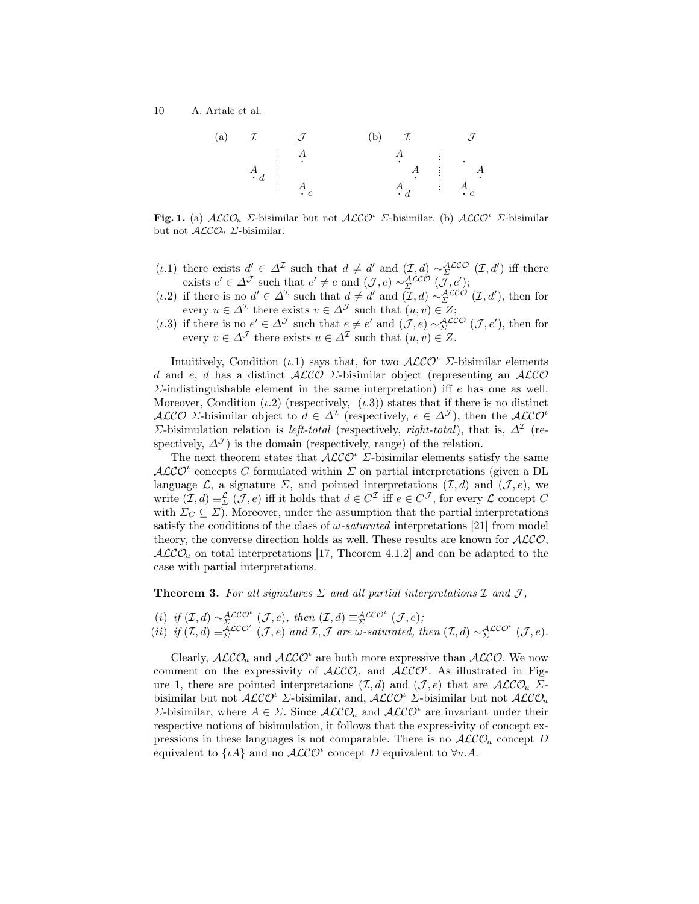(a) $\mathcal{I}$ $\mathcal{J}$ (b) $\mathcal{I}$ $\mathcal{J}$

**Fig. 1.** (a) $\mathcal{ALCO}_u$ $\Sigma$-bisimilar but not $\mathcal{ALCO}^\iota$ $\Sigma$-bisimilar. (b) $\mathcal{ALCO}^\iota$ $\Sigma$-bisimilar but not $\mathcal{ALCO}_u$ $\Sigma$-bisimilar.

($\iota$.1) there exists $d' \in \Delta^\mathcal{I}$ such that $d \neq d'$ and $(\mathcal{I}, d) \sim_\Sigma^{\mathcal{ALCO}} (\mathcal{I}, d')$ iff there exists $e' \in \Delta^\mathcal{J}$ such that $e' \neq e$ and $(\mathcal{J}, e) \sim_\Sigma^{\mathcal{ALCO}} (\mathcal{J}, e')$;

($\iota$.2) if there is no $d' \in \Delta^\mathcal{I}$ such that $d \neq d'$ and $(\mathcal{I}, d) \sim_\Sigma^{\mathcal{ALCO}} (\mathcal{I}, d')$, then for every $u \in \Delta^\mathcal{I}$ there exists $v \in \Delta^\mathcal{J}$ such that $(u, v) \in Z$;

($\iota$.3) if there is no $e' \in \Delta^\mathcal{J}$ such that $e \neq e'$ and $(\mathcal{J}, e) \sim_\Sigma^{\mathcal{ALCO}} (\mathcal{J}, e')$, then for every $v \in \Delta^\mathcal{J}$ there exists $u \in \Delta^\mathcal{I}$ such that $(u, v) \in Z$.

Intuitively, Condition ($\iota$.1) says that, for two $\mathcal{ALCO}^\iota$ $\Sigma$-bisimilar elements $d$ and $e$, $d$ has a distinct $\mathcal{ALCO}$ $\Sigma$-bisimilar object (representing an $\mathcal{ALCO}$ $\Sigma$-indistinguishable element in the same interpretation) iff $e$ has one as well. Moreover, Condition ($\iota$.2) (respectively, ($\iota$.3)) states that if there is no distinct $\mathcal{ALCO}$ $\Sigma$-bisimilar object to $d \in \Delta^\mathcal{I}$ (respectively, $e \in \Delta^\mathcal{J}$), then the $\mathcal{ALCO}^\iota$ $\Sigma$-bisimulation relation is *left-total* (respectively, *right-total*), that is, $\Delta^\mathcal{I}$ (respectively, $\Delta^\mathcal{J}$) is the domain (respectively, range) of the relation.

The next theorem states that $\mathcal{ALCO}^\iota$ $\Sigma$-bisimilar elements satisfy the same $\mathcal{ALCO}^\iota$ concepts $C$ formulated within $\Sigma$ on partial interpretations (given a DL language $\mathcal{L}$, a signature $\Sigma$, and pointed interpretations $(\mathcal{I}, d)$ and $(\mathcal{J}, e)$, we write $(\mathcal{I}, d) \equiv_\Sigma^\mathcal{L} (\mathcal{J}, e)$ iff it holds that $d \in C^\mathcal{I}$ iff $e \in C^\mathcal{J}$, for every $\mathcal{L}$ concept $C$ with $\Sigma_C \subseteq \Sigma$). Moreover, under the assumption that the partial interpretations satisfy the conditions of the class of $\omega$-*saturated* interpretations [21] from model theory, the converse direction holds as well. These results are known for $\mathcal{ALCO}$, $\mathcal{ALCO}_u$ on total interpretations [17, Theorem 4.1.2] and can be adapted to the case with partial interpretations.

**Theorem 3.** *For all signatures $\Sigma$ and all partial interpretations $\mathcal{I}$ and $\mathcal{J}$,*

*(i) if $(\mathcal{I}, d) \sim_\Sigma^{\mathcal{ALCO}^\iota} (\mathcal{J}, e)$, then $(\mathcal{I}, d) \equiv_\Sigma^{\mathcal{ALCO}^\iota} (\mathcal{J}, e)$;*

*(ii) if $(\mathcal{I}, d) \equiv_\Sigma^{\mathcal{ALCO}^\iota} (\mathcal{J}, e)$ and $\mathcal{I}, \mathcal{J}$ are $\omega$-saturated, then $(\mathcal{I}, d) \sim_\Sigma^{\mathcal{ALCO}^\iota} (\mathcal{J}, e)$.*

Clearly, $\mathcal{ALCO}_u$ and $\mathcal{ALCO}^\iota$ are both more expressive than $\mathcal{ALCO}$. We now comment on the expressivity of $\mathcal{ALCO}_u$ and $\mathcal{ALCO}^\iota$. As illustrated in Figure 1, there are pointed interpretations $(\mathcal{I}, d)$ and $(\mathcal{J}, e)$ that are $\mathcal{ALCO}_u$ $\Sigma$-bisimilar but not $\mathcal{ALCO}^\iota$ $\Sigma$-bisimilar, and, $\mathcal{ALCO}^\iota$ $\Sigma$-bisimilar but not $\mathcal{ALCO}_u$ $\Sigma$-bisimilar, where $A \in \Sigma$. Since $\mathcal{ALCO}_u$ and $\mathcal{ALCO}^\iota$ are invariant under their respective notions of bisimulation, it follows that the expressivity of concept expressions in these languages is not comparable. There is no $\mathcal{ALCO}_u$ concept $D$ equivalent to $\{\iota A\}$ and no $\mathcal{ALCO}^\iota$ concept $D$ equivalent to $\forall u.A$.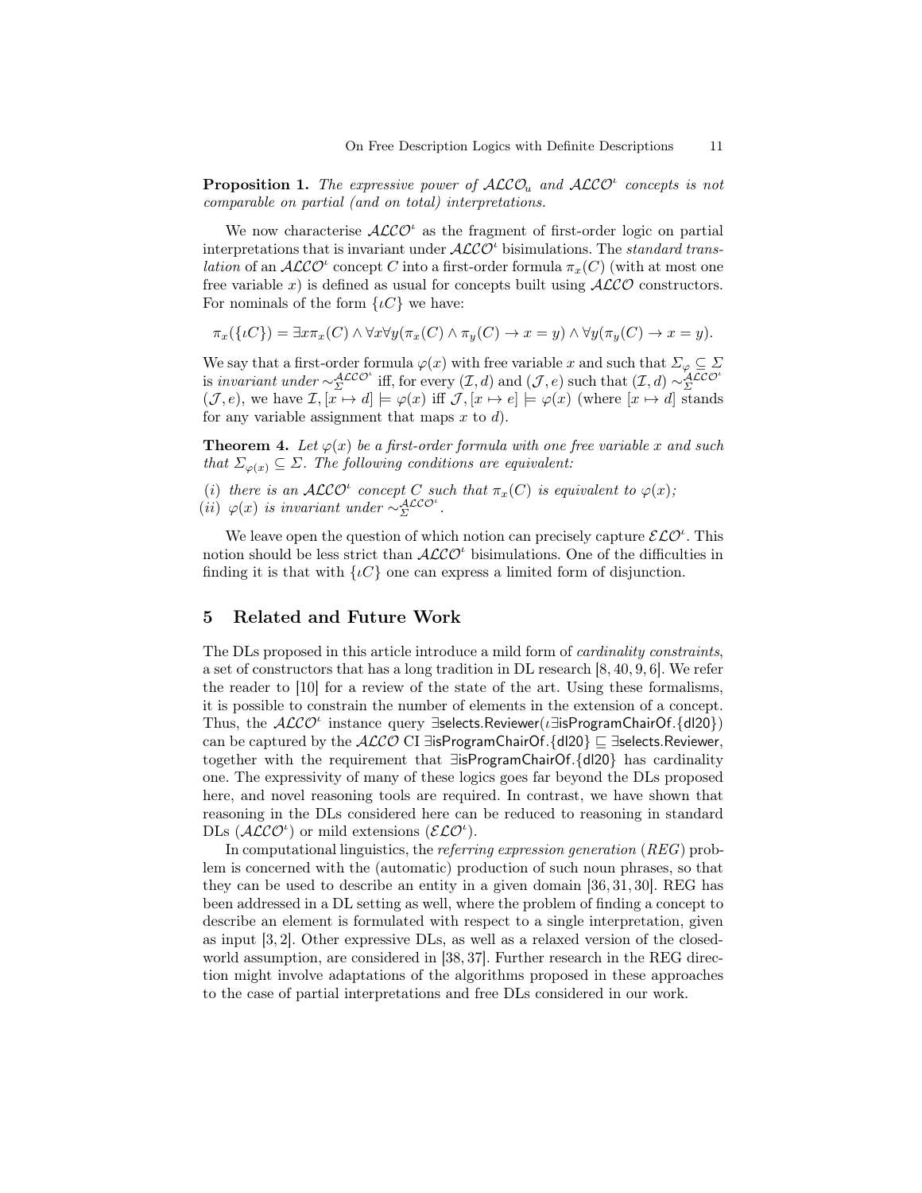**Proposition 1.** *The expressive power of $\mathcal{ALCO}_u$ and $\mathcal{ALCO}^\iota$ concepts is not comparable on partial (and on total) interpretations.*

We now characterise $\mathcal{ALCO}^\iota$ as the fragment of first-order logic on partial interpretations that is invariant under $\mathcal{ALCO}^\iota$ bisimulations. The *standard translation* of an $\mathcal{ALCO}^\iota$ concept $C$ into a first-order formula $\pi_x(C)$ (with at most one free variable $x$) is defined as usual for concepts built using $\mathcal{ALCO}$ constructors. For nominals of the form $\{\iota C\}$ we have:

$$\pi_x(\{\iota C\}) = \exists x \pi_x(C) \wedge \forall x \forall y(\pi_x(C) \wedge \pi_y(C) \rightarrow x = y) \wedge \forall y(\pi_y(C) \rightarrow x = y).$$

We say that a first-order formula $\varphi(x)$ with free variable $x$ and such that $\Sigma_\varphi \subseteq \Sigma$ is *invariant under* $\sim_\Sigma^{\mathcal{ALCO}^\iota}$ iff, for every $(\mathcal{I}, d)$ and $(\mathcal{J}, e)$ such that $(\mathcal{I}, d) \sim_\Sigma^{\mathcal{ALCO}^\iota} (\mathcal{J}, e)$, we have $\mathcal{I}, [x \mapsto d] \models \varphi(x)$ iff $\mathcal{J}, [x \mapsto e] \models \varphi(x)$ (where $[x \mapsto d]$ stands for any variable assignment that maps $x$ to $d$).

**Theorem 4.** *Let $\varphi(x)$ be a first-order formula with one free variable $x$ and such that $\Sigma_{\varphi(x)} \subseteq \Sigma$. The following conditions are equivalent:*

*(i) there is an $\mathcal{ALCO}^\iota$ concept $C$ such that $\pi_x(C)$ is equivalent to $\varphi(x)$;*
*(ii) $\varphi(x)$ is invariant under $\sim_\Sigma^{\mathcal{ALCO}^\iota}$.*

We leave open the question of which notion can precisely capture $\mathcal{ELO}^\iota$. This notion should be less strict than $\mathcal{ALCO}^\iota$ bisimulations. One of the difficulties in finding it is that with $\{\iota C\}$ one can express a limited form of disjunction.

## 5 Related and Future Work

The DLs proposed in this article introduce a mild form of *cardinality constraints*, a set of constructors that has a long tradition in DL research [8, 40, 9, 6]. We refer the reader to [10] for a review of the state of the art. Using these formalisms, it is possible to constrain the number of elements in the extension of a concept. Thus, the $\mathcal{ALCO}^\iota$ instance query $\exists\mathsf{selects}.\mathsf{Reviewer}(\iota\exists\mathsf{isProgramChairOf}.\{\mathsf{dl20}\})$ can be captured by the $\mathcal{ALCO}$ CI $\exists\mathsf{isProgramChairOf}.\{\mathsf{dl20}\} \sqsubseteq \exists\mathsf{selects}.\mathsf{Reviewer}$, together with the requirement that $\exists\mathsf{isProgramChairOf}.\{\mathsf{dl20}\}$ has cardinality one. The expressivity of many of these logics goes far beyond the DLs proposed here, and novel reasoning tools are required. In contrast, we have shown that reasoning in the DLs considered here can be reduced to reasoning in standard DLs ($\mathcal{ALCO}^\iota$) or mild extensions ($\mathcal{ELO}^\iota$).

In computational linguistics, the *referring expression generation* (*REG*) problem is concerned with the (automatic) production of such noun phrases, so that they can be used to describe an entity in a given domain [36, 31, 30]. REG has been addressed in a DL setting as well, where the problem of finding a concept to describe an element is formulated with respect to a single interpretation, given as input [3, 2]. Other expressive DLs, as well as a relaxed version of the closed-world assumption, are considered in [38, 37]. Further research in the REG direction might involve adaptations of the algorithms proposed in these approaches to the case of partial interpretations and free DLs considered in our work.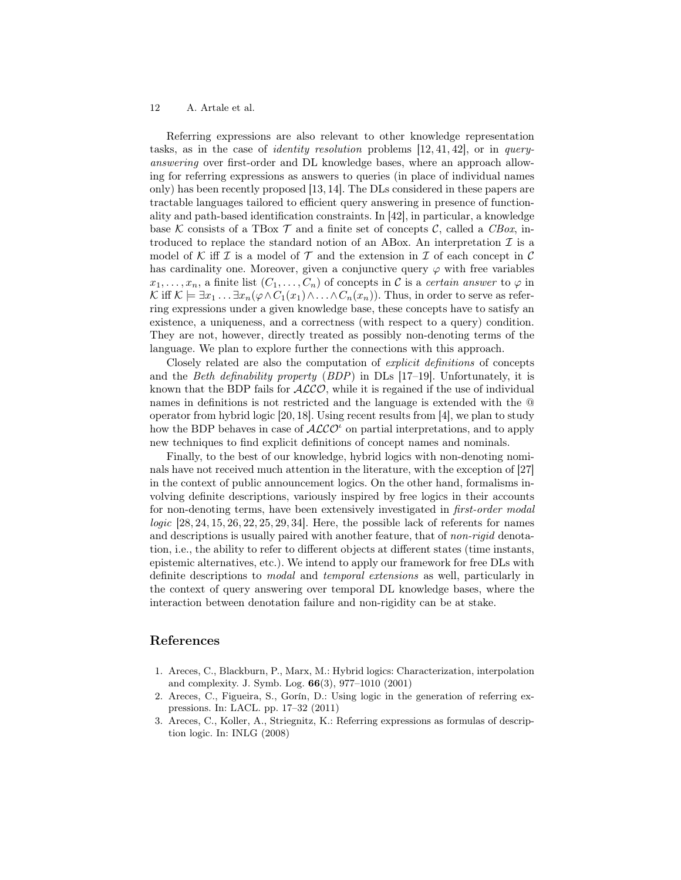Referring expressions are also relevant to other knowledge representation tasks, as in the case of *identity resolution* problems [12, 41, 42], or in *query-answering* over first-order and DL knowledge bases, where an approach allowing for referring expressions as answers to queries (in place of individual names only) has been recently proposed [13, 14]. The DLs considered in these papers are tractable languages tailored to efficient query answering in presence of functionality and path-based identification constraints. In [42], in particular, a knowledge base $\mathcal{K}$ consists of a TBox $\mathcal{T}$ and a finite set of concepts $\mathcal{C}$, called a *CBox*, introduced to replace the standard notion of an ABox. An interpretation $\mathcal{I}$ is a model of $\mathcal{K}$ iff $\mathcal{I}$ is a model of $\mathcal{T}$ and the extension in $\mathcal{I}$ of each concept in $\mathcal{C}$ has cardinality one. Moreover, given a conjunctive query $\varphi$ with free variables $x_1, \ldots, x_n$, a finite list $(C_1, \ldots, C_n)$ of concepts in $\mathcal{C}$ is a *certain answer* to $\varphi$ in $\mathcal{K}$ iff $\mathcal{K} \models \exists x_1 \ldots \exists x_n(\varphi \wedge C_1(x_1) \wedge \ldots \wedge C_n(x_n))$. Thus, in order to serve as referring expressions under a given knowledge base, these concepts have to satisfy an existence, a uniqueness, and a correctness (with respect to a query) condition. They are not, however, directly treated as possibly non-denoting terms of the language. We plan to explore further the connections with this approach.

Closely related are also the computation of *explicit definitions* of concepts and the *Beth definability property* (*BDP*) in DLs [17–19]. Unfortunately, it is known that the BDP fails for $\mathcal{ALCO}$, while it is regained if the use of individual names in definitions is not restricted and the language is extended with the @ operator from hybrid logic [20, 18]. Using recent results from [4], we plan to study how the BDP behaves in case of $\mathcal{ALCO}^{\iota}$ on partial interpretations, and to apply new techniques to find explicit definitions of concept names and nominals.

Finally, to the best of our knowledge, hybrid logics with non-denoting nominals have not received much attention in the literature, with the exception of [27] in the context of public announcement logics. On the other hand, formalisms involving definite descriptions, variously inspired by free logics in their accounts for non-denoting terms, have been extensively investigated in *first-order modal logic* [28, 24, 15, 26, 22, 25, 29, 34]. Here, the possible lack of referents for names and descriptions is usually paired with another feature, that of *non-rigid* denotation, i.e., the ability to refer to different objects at different states (time instants, epistemic alternatives, etc.). We intend to apply our framework for free DLs with definite descriptions to *modal* and *temporal extensions* as well, particularly in the context of query answering over temporal DL knowledge bases, where the interaction between denotation failure and non-rigidity can be at stake.

## References

1. Areces, C., Blackburn, P., Marx, M.: Hybrid logics: Characterization, interpolation and complexity. J. Symb. Log. **66**(3), 977–1010 (2001)
2. Areces, C., Figueira, S., Gorín, D.: Using logic in the generation of referring expressions. In: LACL. pp. 17–32 (2011)
3. Areces, C., Koller, A., Striegnitz, K.: Referring expressions as formulas of description logic. In: INLG (2008)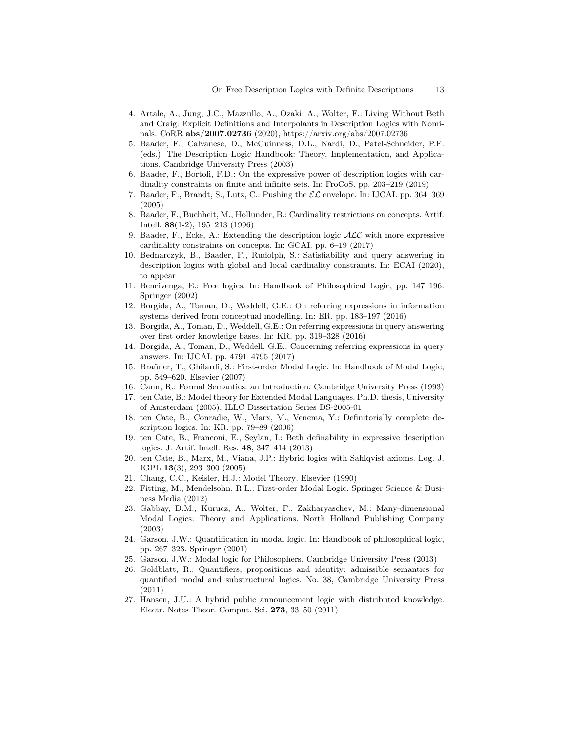4. Artale, A., Jung, J.C., Mazzullo, A., Ozaki, A., Wolter, F.: Living Without Beth and Craig: Explicit Definitions and Interpolants in Description Logics with Nominals. CoRR **abs/2007.02736** (2020), https://arxiv.org/abs/2007.02736
5. Baader, F., Calvanese, D., McGuinness, D.L., Nardi, D., Patel-Schneider, P.F. (eds.): The Description Logic Handbook: Theory, Implementation, and Applications. Cambridge University Press (2003)
6. Baader, F., Bortoli, F.D.: On the expressive power of description logics with cardinality constraints on finite and infinite sets. In: FroCoS. pp. 203–219 (2019)
7. Baader, F., Brandt, S., Lutz, C.: Pushing the $\mathcal{EL}$ envelope. In: IJCAI. pp. 364–369 (2005)
8. Baader, F., Buchheit, M., Hollunder, B.: Cardinality restrictions on concepts. Artif. Intell. **88**(1-2), 195–213 (1996)
9. Baader, F., Ecke, A.: Extending the description logic $\mathcal{ALC}$ with more expressive cardinality constraints on concepts. In: GCAI. pp. 6–19 (2017)
10. Bednarczyk, B., Baader, F., Rudolph, S.: Satisfiability and query answering in description logics with global and local cardinality constraints. In: ECAI (2020), to appear
11. Bencivenga, E.: Free logics. In: Handbook of Philosophical Logic, pp. 147–196. Springer (2002)
12. Borgida, A., Toman, D., Weddell, G.E.: On referring expressions in information systems derived from conceptual modelling. In: ER. pp. 183–197 (2016)
13. Borgida, A., Toman, D., Weddell, G.E.: On referring expressions in query answering over first order knowledge bases. In: KR. pp. 319–328 (2016)
14. Borgida, A., Toman, D., Weddell, G.E.: Concerning referring expressions in query answers. In: IJCAI. pp. 4791–4795 (2017)
15. Braüner, T., Ghilardi, S.: First-order Modal Logic. In: Handbook of Modal Logic, pp. 549–620. Elsevier (2007)
16. Cann, R.: Formal Semantics: an Introduction. Cambridge University Press (1993)
17. ten Cate, B.: Model theory for Extended Modal Languages. Ph.D. thesis, University of Amsterdam (2005), ILLC Dissertation Series DS-2005-01
18. ten Cate, B., Conradie, W., Marx, M., Venema, Y.: Definitorially complete description logics. In: KR. pp. 79–89 (2006)
19. ten Cate, B., Franconi, E., Seylan, I.: Beth definability in expressive description logics. J. Artif. Intell. Res. **48**, 347–414 (2013)
20. ten Cate, B., Marx, M., Viana, J.P.: Hybrid logics with Sahlqvist axioms. Log. J. IGPL **13**(3), 293–300 (2005)
21. Chang, C.C., Keisler, H.J.: Model Theory. Elsevier (1990)
22. Fitting, M., Mendelsohn, R.L.: First-order Modal Logic. Springer Science & Business Media (2012)
23. Gabbay, D.M., Kurucz, A., Wolter, F., Zakharyaschev, M.: Many-dimensional Modal Logics: Theory and Applications. North Holland Publishing Company (2003)
24. Garson, J.W.: Quantification in modal logic. In: Handbook of philosophical logic, pp. 267–323. Springer (2001)
25. Garson, J.W.: Modal logic for Philosophers. Cambridge University Press (2013)
26. Goldblatt, R.: Quantifiers, propositions and identity: admissible semantics for quantified modal and substructural logics. No. 38, Cambridge University Press (2011)
27. Hansen, J.U.: A hybrid public announcement logic with distributed knowledge. Electr. Notes Theor. Comput. Sci. **273**, 33–50 (2011)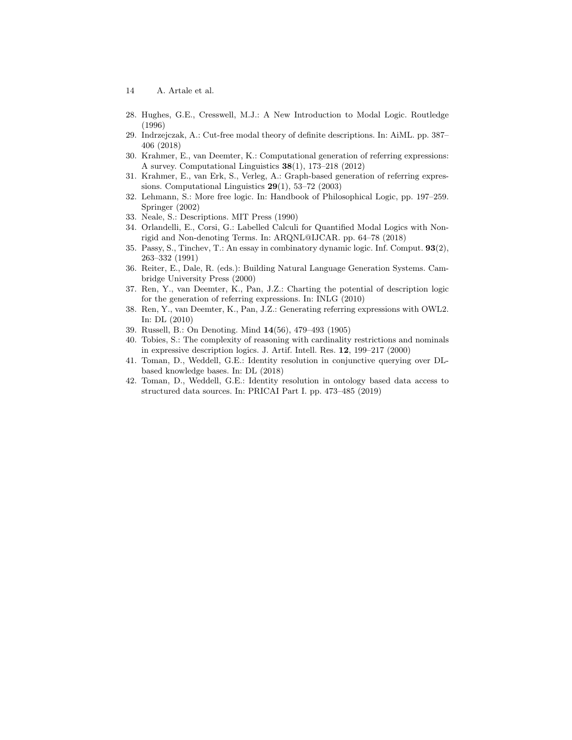28. Hughes, G.E., Cresswell, M.J.: A New Introduction to Modal Logic. Routledge (1996)
29. Indrzejczak, A.: Cut-free modal theory of definite descriptions. In: AiML. pp. 387–406 (2018)
30. Krahmer, E., van Deemter, K.: Computational generation of referring expressions: A survey. Computational Linguistics **38**(1), 173–218 (2012)
31. Krahmer, E., van Erk, S., Verleg, A.: Graph-based generation of referring expressions. Computational Linguistics **29**(1), 53–72 (2003)
32. Lehmann, S.: More free logic. In: Handbook of Philosophical Logic, pp. 197–259. Springer (2002)
33. Neale, S.: Descriptions. MIT Press (1990)
34. Orlandelli, E., Corsi, G.: Labelled Calculi for Quantified Modal Logics with Non-rigid and Non-denoting Terms. In: ARQNL@IJCAR. pp. 64–78 (2018)
35. Passy, S., Tinchev, T.: An essay in combinatory dynamic logic. Inf. Comput. **93**(2), 263–332 (1991)
36. Reiter, E., Dale, R. (eds.): Building Natural Language Generation Systems. Cambridge University Press (2000)
37. Ren, Y., van Deemter, K., Pan, J.Z.: Charting the potential of description logic for the generation of referring expressions. In: INLG (2010)
38. Ren, Y., van Deemter, K., Pan, J.Z.: Generating referring expressions with OWL2. In: DL (2010)
39. Russell, B.: On Denoting. Mind **14**(56), 479–493 (1905)
40. Tobies, S.: The complexity of reasoning with cardinality restrictions and nominals in expressive description logics. J. Artif. Intell. Res. **12**, 199–217 (2000)
41. Toman, D., Weddell, G.E.: Identity resolution in conjunctive querying over DL-based knowledge bases. In: DL (2018)
42. Toman, D., Weddell, G.E.: Identity resolution in ontology based data access to structured data sources. In: PRICAI Part I. pp. 473–485 (2019)